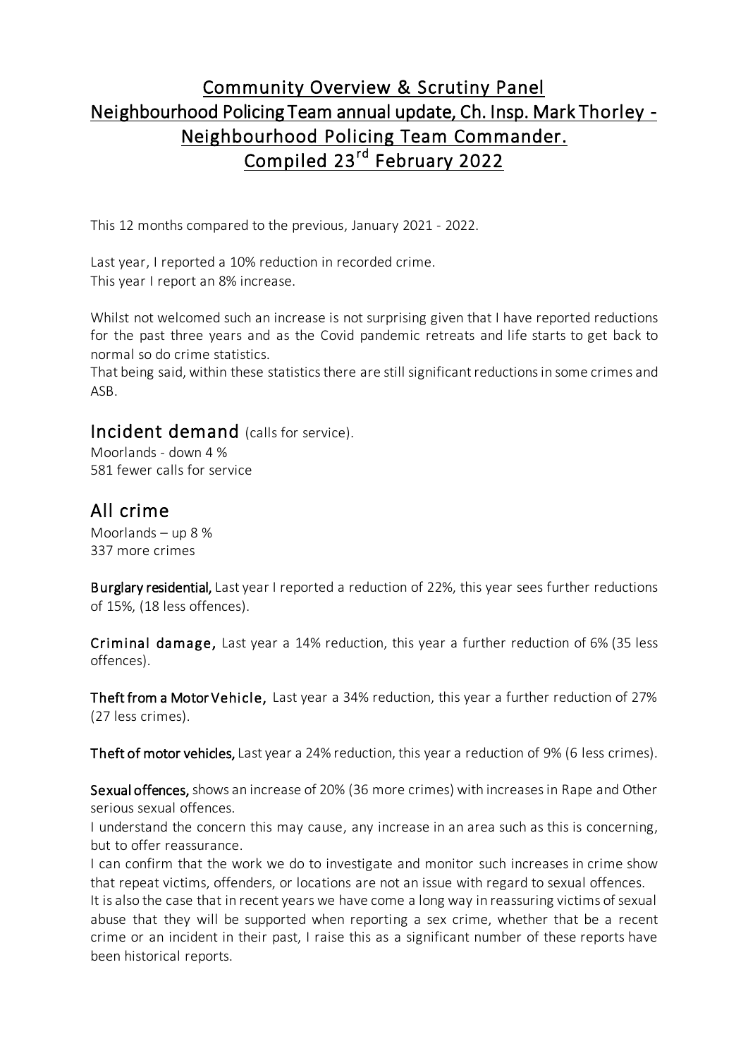# Community Overview & Scrutiny Panel
# Neighbourhood Policing Team annual update, Ch. Insp. Mark Thorley - Neighbourhood Policing Team Commander.
# Compiled 23rd February 2022

This 12 months compared to the previous, January 2021 - 2022.

Last year, I reported a 10% reduction in recorded crime.
This year I report an 8% increase.

Whilst not welcomed such an increase is not surprising given that I have reported reductions for the past three years and as the Covid pandemic retreats and life starts to get back to normal so do crime statistics.
That being said, within these statistics there are still significant reductions in some crimes and ASB.

## Incident demand (calls for service).

Moorlands - down 4 %
581 fewer calls for service

## All crime

Moorlands – up 8 %
337 more crimes

**Burglary residential,** Last year I reported a reduction of 22%, this year sees further reductions of 15%, (18 less offences).

**Criminal damage,** Last year a 14% reduction, this year a further reduction of 6% (35 less offences).

**Theft from a Motor Vehicle,** Last year a 34% reduction, this year a further reduction of 27% (27 less crimes).

**Theft of motor vehicles,** Last year a 24% reduction, this year a reduction of 9% (6 less crimes).

**Sexual offences,** shows an increase of 20% (36 more crimes) with increases in Rape and Other serious sexual offences.
I understand the concern this may cause, any increase in an area such as this is concerning, but to offer reassurance.
I can confirm that the work we do to investigate and monitor such increases in crime show that repeat victims, offenders, or locations are not an issue with regard to sexual offences.
It is also the case that in recent years we have come a long way in reassuring victims of sexual abuse that they will be supported when reporting a sex crime, whether that be a recent crime or an incident in their past, I raise this as a significant number of these reports have been historical reports.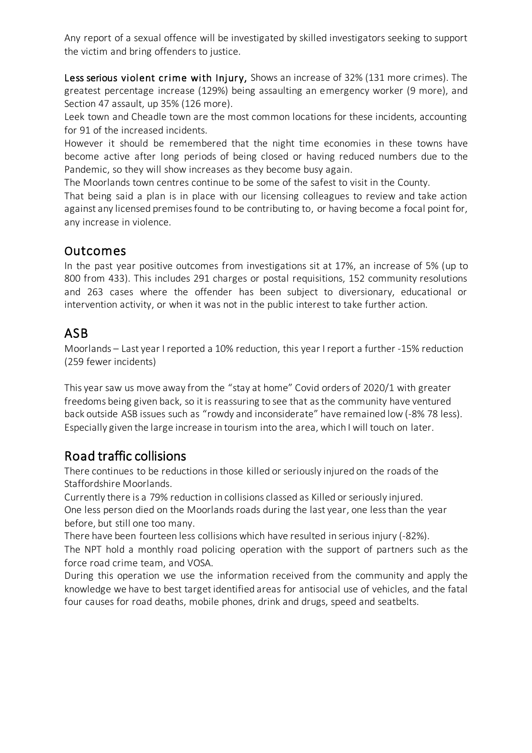Any report of a sexual offence will be investigated by skilled investigators seeking to support the victim and bring offenders to justice.

**Less serious violent crime with Injury,** Shows an increase of 32% (131 more crimes). The greatest percentage increase (129%) being assaulting an emergency worker (9 more), and Section 47 assault, up 35% (126 more).

Leek town and Cheadle town are the most common locations for these incidents, accounting for 91 of the increased incidents.

However it should be remembered that the night time economies in these towns have become active after long periods of being closed or having reduced numbers due to the Pandemic, so they will show increases as they become busy again.

The Moorlands town centres continue to be some of the safest to visit in the County.

That being said a plan is in place with our licensing colleagues to review and take action against any licensed premises found to be contributing to, or having become a focal point for, any increase in violence.

## Outcomes

In the past year positive outcomes from investigations sit at 17%, an increase of 5% (up to 800 from 433). This includes 291 charges or postal requisitions, 152 community resolutions and 263 cases where the offender has been subject to diversionary, educational or intervention activity, or when it was not in the public interest to take further action.

## ASB

Moorlands – Last year I reported a 10% reduction, this year I report a further -15% reduction (259 fewer incidents)

This year saw us move away from the "stay at home" Covid orders of 2020/1 with greater freedoms being given back, so it is reassuring to see that as the community have ventured back outside ASB issues such as "rowdy and inconsiderate" have remained low (-8% 78 less). Especially given the large increase in tourism into the area, which I will touch on later.

## Road traffic collisions

There continues to be reductions in those killed or seriously injured on the roads of the Staffordshire Moorlands.

Currently there is a 79% reduction in collisions classed as Killed or seriously injured.

One less person died on the Moorlands roads during the last year, one less than the year before, but still one too many.

There have been fourteen less collisions which have resulted in serious injury (-82%).

The NPT hold a monthly road policing operation with the support of partners such as the force road crime team, and VOSA.

During this operation we use the information received from the community and apply the knowledge we have to best target identified areas for antisocial use of vehicles, and the fatal four causes for road deaths, mobile phones, drink and drugs, speed and seatbelts.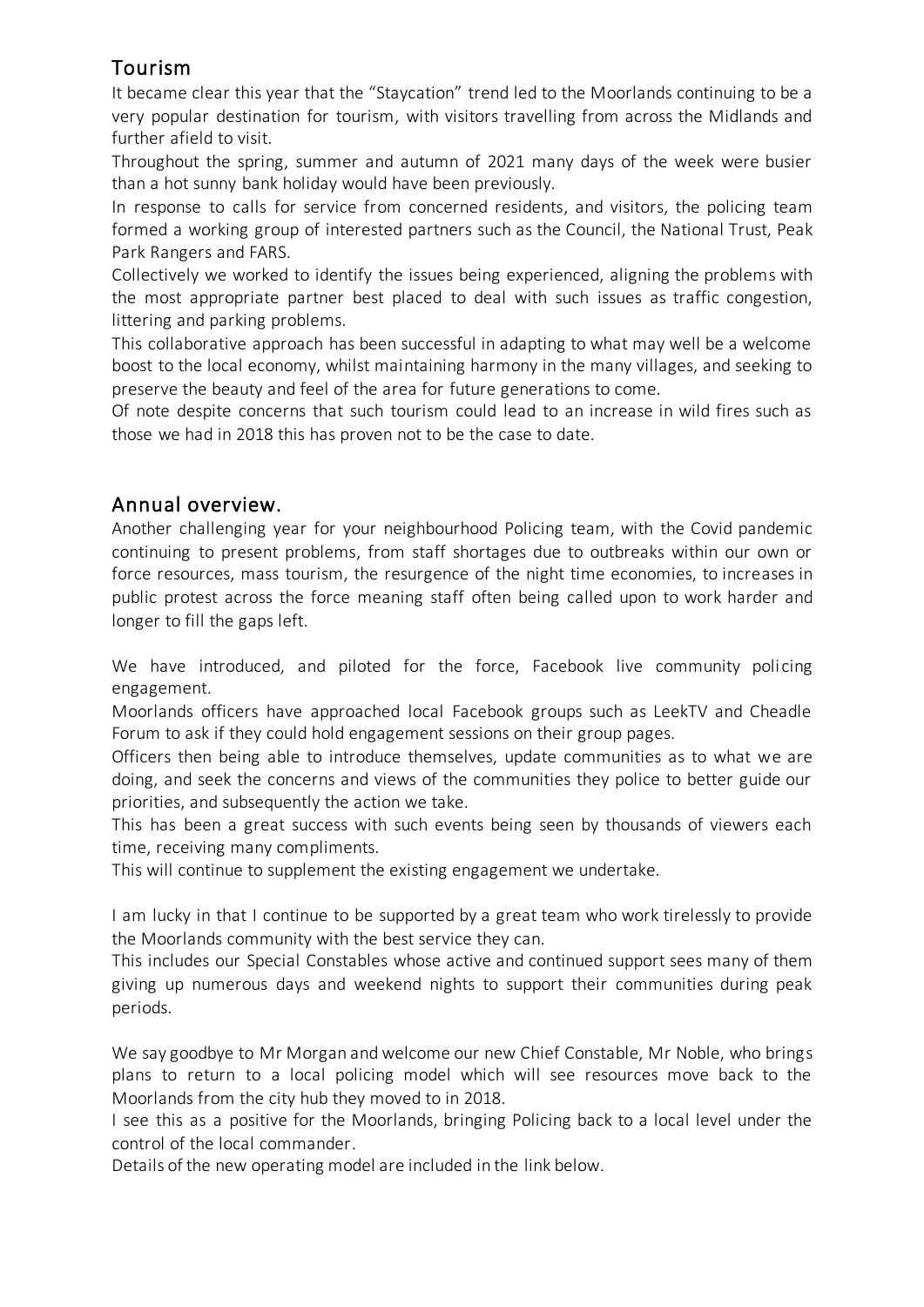## Tourism

It became clear this year that the "Staycation" trend led to the Moorlands continuing to be a very popular destination for tourism, with visitors travelling from across the Midlands and further afield to visit.

Throughout the spring, summer and autumn of 2021 many days of the week were busier than a hot sunny bank holiday would have been previously.

In response to calls for service from concerned residents, and visitors, the policing team formed a working group of interested partners such as the Council, the National Trust, Peak Park Rangers and FARS.

Collectively we worked to identify the issues being experienced, aligning the problems with the most appropriate partner best placed to deal with such issues as traffic congestion, littering and parking problems.

This collaborative approach has been successful in adapting to what may well be a welcome boost to the local economy, whilst maintaining harmony in the many villages, and seeking to preserve the beauty and feel of the area for future generations to come.

Of note despite concerns that such tourism could lead to an increase in wild fires such as those we had in 2018 this has proven not to be the case to date.

## Annual overview.

Another challenging year for your neighbourhood Policing team, with the Covid pandemic continuing to present problems, from staff shortages due to outbreaks within our own or force resources, mass tourism, the resurgence of the night time economies, to increases in public protest across the force meaning staff often being called upon to work harder and longer to fill the gaps left.

We have introduced, and piloted for the force, Facebook live community policing engagement.

Moorlands officers have approached local Facebook groups such as LeekTV and Cheadle Forum to ask if they could hold engagement sessions on their group pages.

Officers then being able to introduce themselves, update communities as to what we are doing, and seek the concerns and views of the communities they police to better guide our priorities, and subsequently the action we take.

This has been a great success with such events being seen by thousands of viewers each time, receiving many compliments.

This will continue to supplement the existing engagement we undertake.

I am lucky in that I continue to be supported by a great team who work tirelessly to provide the Moorlands community with the best service they can.

This includes our Special Constables whose active and continued support sees many of them giving up numerous days and weekend nights to support their communities during peak periods.

We say goodbye to Mr Morgan and welcome our new Chief Constable, Mr Noble, who brings plans to return to a local policing model which will see resources move back to the Moorlands from the city hub they moved to in 2018.

I see this as a positive for the Moorlands, bringing Policing back to a local level under the control of the local commander.

Details of the new operating model are included in the link below.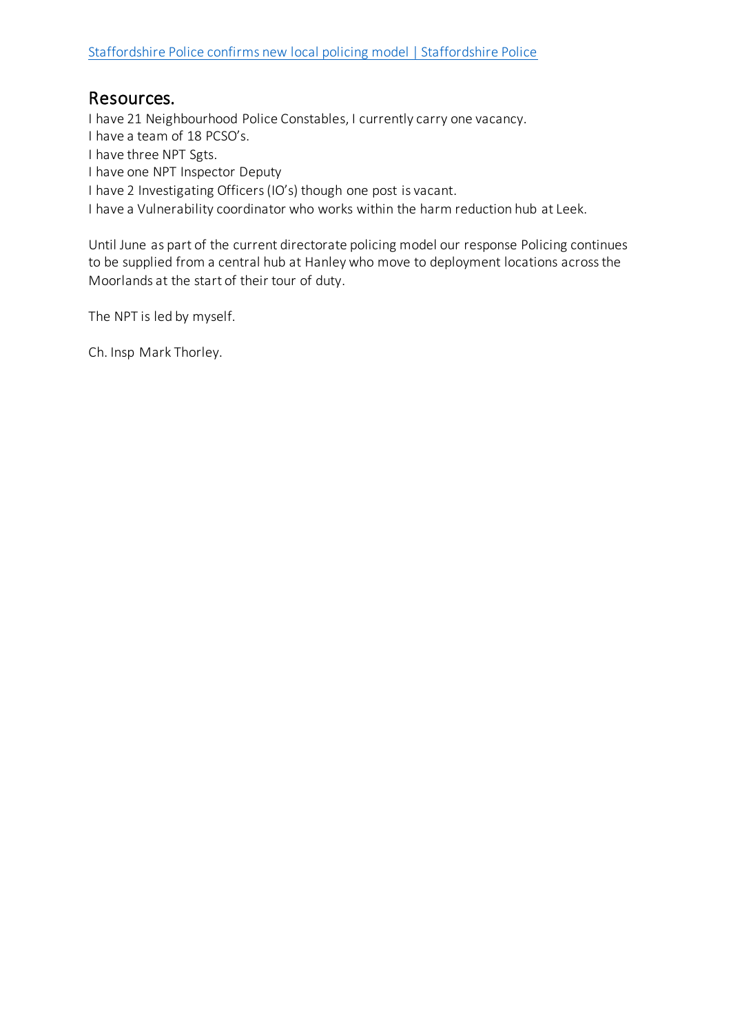[Staffordshire Police confirms new local policing model | Staffordshire Police]

## Resources.

I have 21 Neighbourhood Police Constables, I currently carry one vacancy.
I have a team of 18 PCSO's.
I have three NPT Sgts.
I have one NPT Inspector Deputy
I have 2 Investigating Officers (IO's) though one post is vacant.
I have a Vulnerability coordinator who works within the harm reduction hub at Leek.

Until June as part of the current directorate policing model our response Policing continues to be supplied from a central hub at Hanley who move to deployment locations across the Moorlands at the start of their tour of duty.

The NPT is led by myself.

Ch. Insp Mark Thorley.